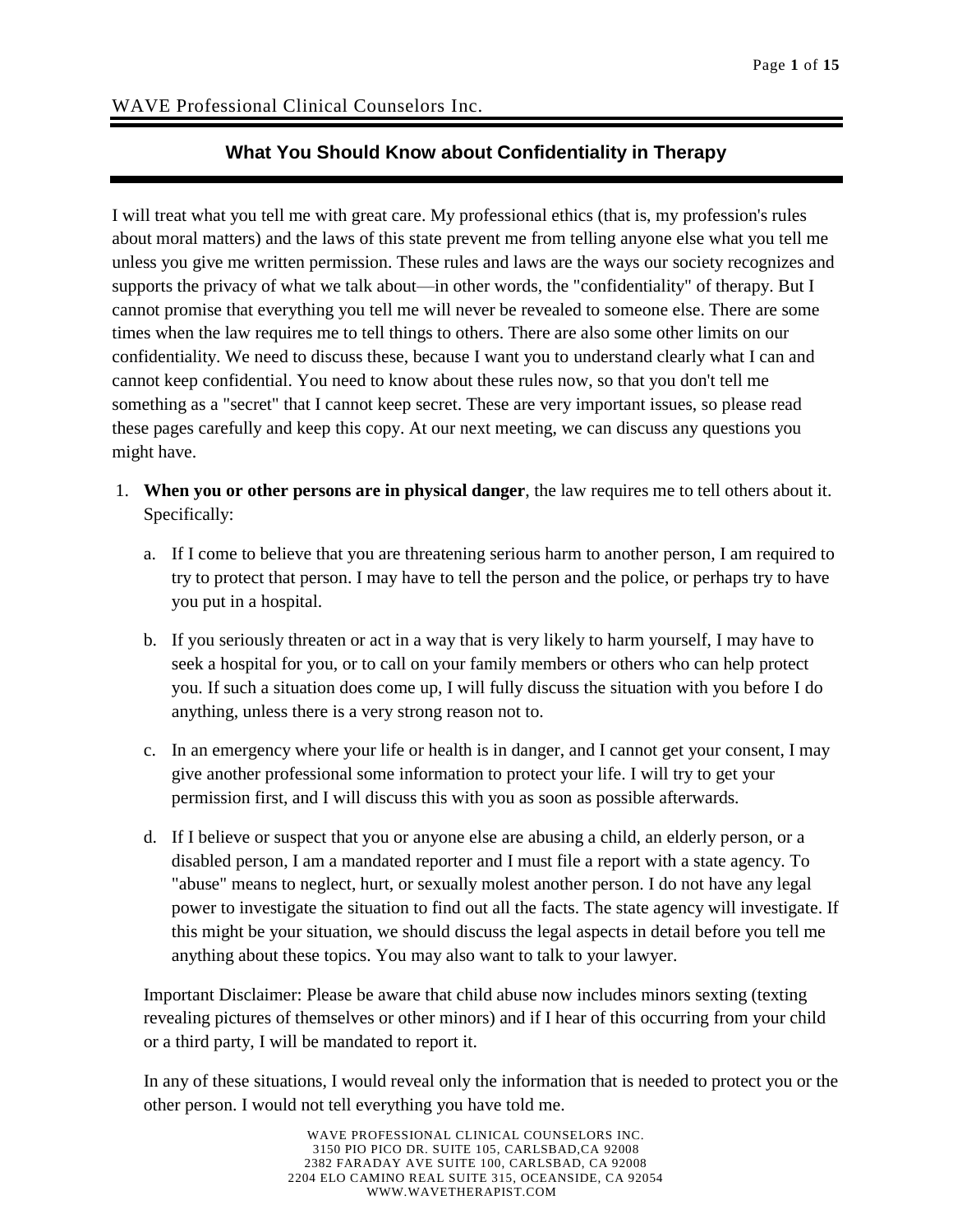WAVE Professional Clinical Counselors Inc.

# What You Should Know about Confidentiality in Therapy

I will treat what you tell me with great care. My professional ethics (that is, my profession's rules about moral matters) and the laws of this state prevent me from telling anyone else what you tell me unless you give me written permission. These rules and laws are the ways our society recognizes and supports the privacy of what we talk about—in other words, the "confidentiality" of therapy. But I cannot promise that everything you tell me will never be revealed to someone else. There are some times when the law requires me to tell things to others. There are also some other limits on our confidentiality. We need to discuss these, because I want you to understand clearly what I can and cannot keep confidential. You need to know about these rules now, so that you don't tell me something as a "secret" that I cannot keep secret. These are very important issues, so please read these pages carefully and keep this copy. At our next meeting, we can discuss any questions you might have.

1. **When you or other persons are in physical danger**, the law requires me to tell others about it. Specifically:

   a. If I come to believe that you are threatening serious harm to another person, I am required to try to protect that person. I may have to tell the person and the police, or perhaps try to have you put in a hospital.

   b. If you seriously threaten or act in a way that is very likely to harm yourself, I may have to seek a hospital for you, or to call on your family members or others who can help protect you. If such a situation does come up, I will fully discuss the situation with you before I do anything, unless there is a very strong reason not to.

   c. In an emergency where your life or health is in danger, and I cannot get your consent, I may give another professional some information to protect your life. I will try to get your permission first, and I will discuss this with you as soon as possible afterwards.

   d. If I believe or suspect that you or anyone else are abusing a child, an elderly person, or a disabled person, I am a mandated reporter and I must file a report with a state agency. To "abuse" means to neglect, hurt, or sexually molest another person. I do not have any legal power to investigate the situation to find out all the facts. The state agency will investigate. If this might be your situation, we should discuss the legal aspects in detail before you tell me anything about these topics. You may also want to talk to your lawyer.

   Important Disclaimer: Please be aware that child abuse now includes minors sexting (texting revealing pictures of themselves or other minors) and if I hear of this occurring from your child or a third party, I will be mandated to report it.

   In any of these situations, I would reveal only the information that is needed to protect you or the other person. I would not tell everything you have told me.

WAVE PROFESSIONAL CLINICAL COUNSELORS INC.
3150 PIO PICO DR. SUITE 105, CARLSBAD,CA 92008
2382 FARADAY AVE SUITE 100, CARLSBAD, CA 92008
2204 ELO CAMINO REAL SUITE 315, OCEANSIDE, CA 92054
WWW.WAVETHERAPIST.COM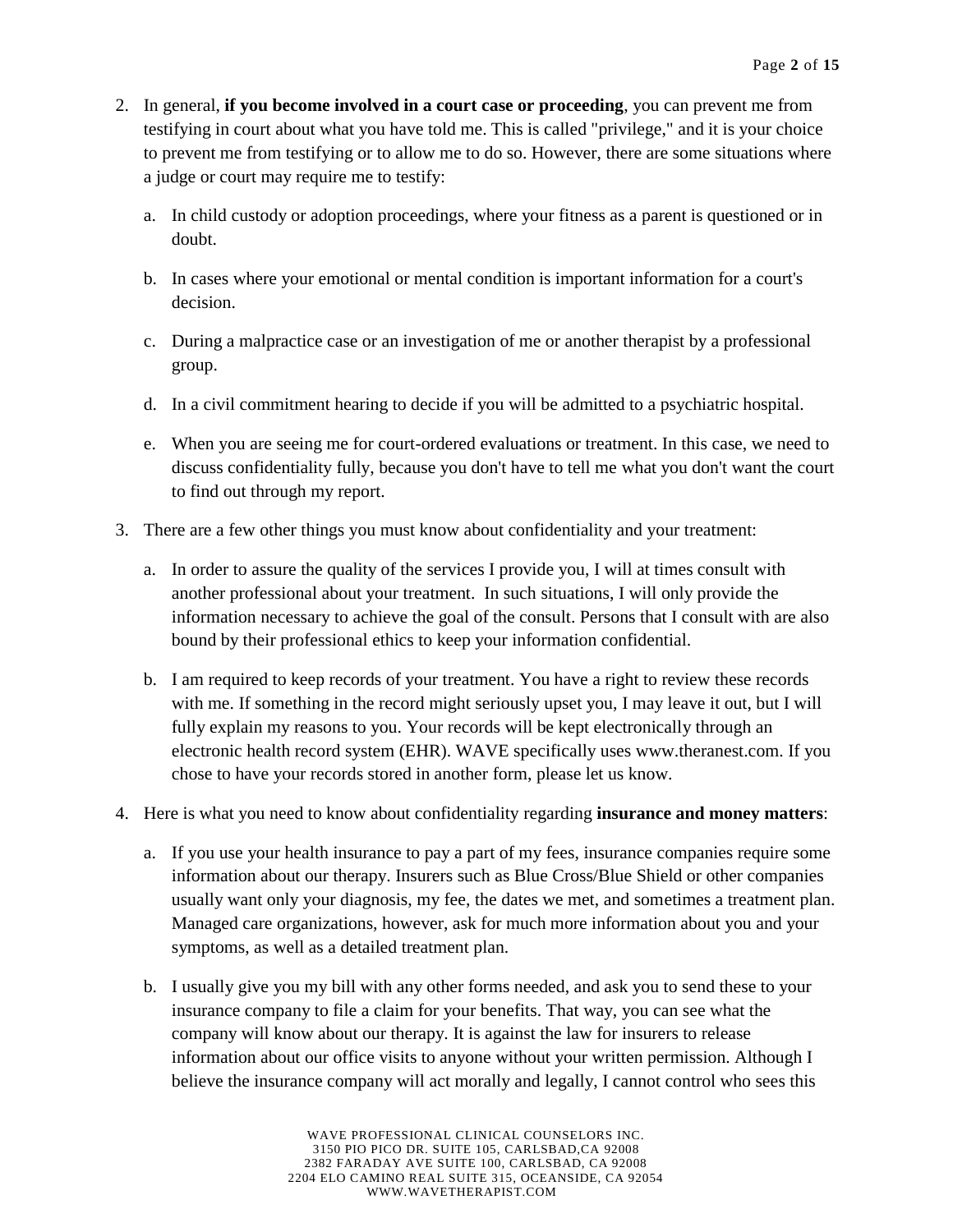2. In general, **if you become involved in a court case or proceeding**, you can prevent me from testifying in court about what you have told me. This is called "privilege," and it is your choice to prevent me from testifying or to allow me to do so. However, there are some situations where a judge or court may require me to testify:

   a. In child custody or adoption proceedings, where your fitness as a parent is questioned or in doubt.

   b. In cases where your emotional or mental condition is important information for a court's decision.

   c. During a malpractice case or an investigation of me or another therapist by a professional group.

   d. In a civil commitment hearing to decide if you will be admitted to a psychiatric hospital.

   e. When you are seeing me for court-ordered evaluations or treatment. In this case, we need to discuss confidentiality fully, because you don't have to tell me what you don't want the court to find out through my report.

3. There are a few other things you must know about confidentiality and your treatment:

   a. In order to assure the quality of the services I provide you, I will at times consult with another professional about your treatment. In such situations, I will only provide the information necessary to achieve the goal of the consult. Persons that I consult with are also bound by their professional ethics to keep your information confidential.

   b. I am required to keep records of your treatment. You have a right to review these records with me. If something in the record might seriously upset you, I may leave it out, but I will fully explain my reasons to you. Your records will be kept electronically through an electronic health record system (EHR). WAVE specifically uses www.theranest.com. If you chose to have your records stored in another form, please let us know.

4. Here is what you need to know about confidentiality regarding **insurance and money matters**:

   a. If you use your health insurance to pay a part of my fees, insurance companies require some information about our therapy. Insurers such as Blue Cross/Blue Shield or other companies usually want only your diagnosis, my fee, the dates we met, and sometimes a treatment plan. Managed care organizations, however, ask for much more information about you and your symptoms, as well as a detailed treatment plan.

   b. I usually give you my bill with any other forms needed, and ask you to send these to your insurance company to file a claim for your benefits. That way, you can see what the company will know about our therapy. It is against the law for insurers to release information about our office visits to anyone without your written permission. Although I believe the insurance company will act morally and legally, I cannot control who sees this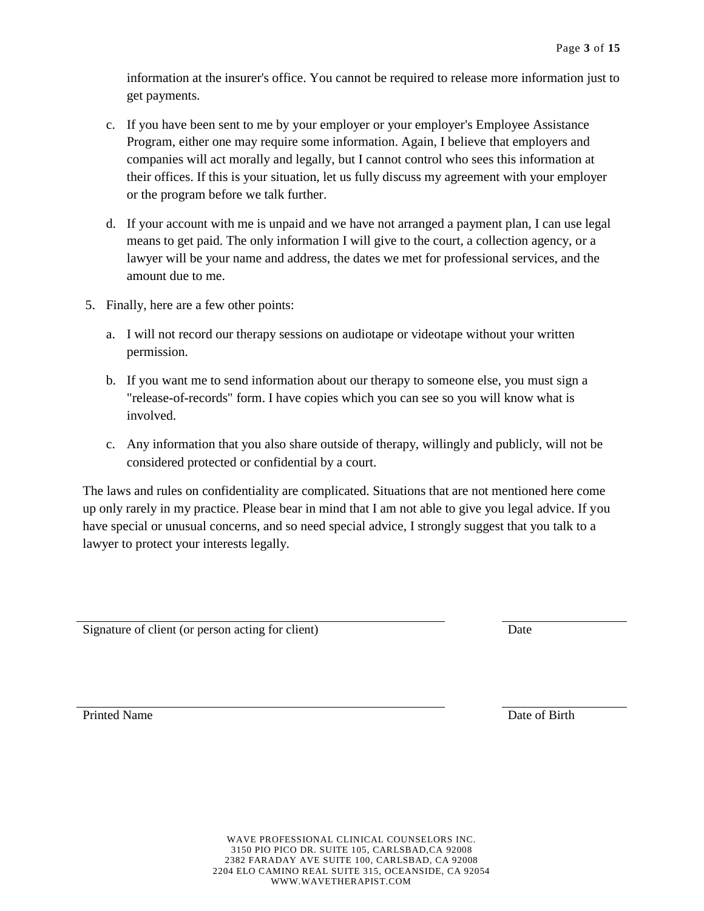information at the insurer's office. You cannot be required to release more information just to get payments.

c. If you have been sent to me by your employer or your employer's Employee Assistance Program, either one may require some information. Again, I believe that employers and companies will act morally and legally, but I cannot control who sees this information at their offices. If this is your situation, let us fully discuss my agreement with your employer or the program before we talk further.

d. If your account with me is unpaid and we have not arranged a payment plan, I can use legal means to get paid. The only information I will give to the court, a collection agency, or a lawyer will be your name and address, the dates we met for professional services, and the amount due to me.

5. Finally, here are a few other points:

   a. I will not record our therapy sessions on audiotape or videotape without your written permission.

   b. If you want me to send information about our therapy to someone else, you must sign a "release-of-records" form. I have copies which you can see so you will know what is involved.

   c. Any information that you also share outside of therapy, willingly and publicly, will not be considered protected or confidential by a court.

The laws and rules on confidentiality are complicated. Situations that are not mentioned here come up only rarely in my practice. Please bear in mind that I am not able to give you legal advice. If you have special or unusual concerns, and so need special advice, I strongly suggest that you talk to a lawyer to protect your interests legally.

Signature of client (or person acting for client) _______________ Date _______________

Printed Name _______________ Date of Birth _______________

WAVE PROFESSIONAL CLINICAL COUNSELORS INC.
3150 PIO PICO DR. SUITE 105, CARLSBAD,CA 92008
2382 FARADAY AVE SUITE 100, CARLSBAD, CA 92008
2204 ELO CAMINO REAL SUITE 315, OCEANSIDE, CA 92054
WWW.WAVETHERAPIST.COM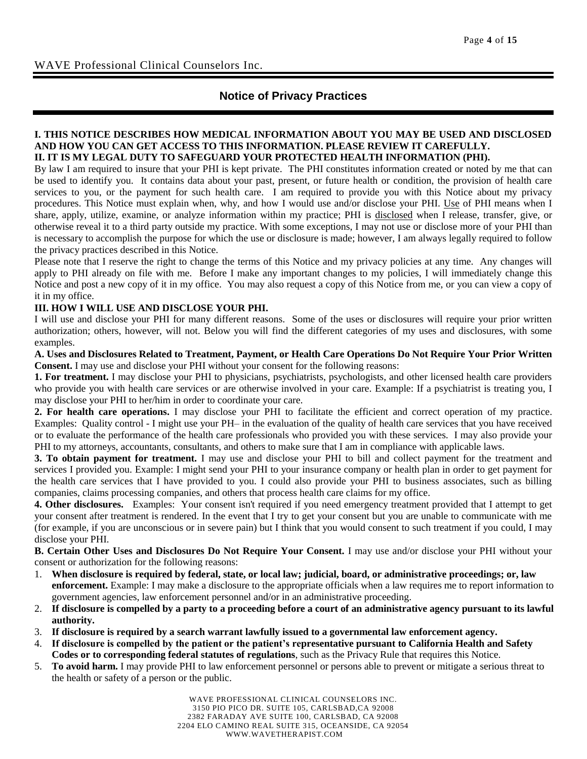## Notice of Privacy Practices

**I. THIS NOTICE DESCRIBES HOW MEDICAL INFORMATION ABOUT YOU MAY BE USED AND DISCLOSED AND HOW YOU CAN GET ACCESS TO THIS INFORMATION. PLEASE REVIEW IT CAREFULLY.**

**II. IT IS MY LEGAL DUTY TO SAFEGUARD YOUR PROTECTED HEALTH INFORMATION (PHI).**

By law I am required to insure that your PHI is kept private. The PHI constitutes information created or noted by me that can be used to identify you. It contains data about your past, present, or future health or condition, the provision of health care services to you, or the payment for such health care. I am required to provide you with this Notice about my privacy procedures. This Notice must explain when, why, and how I would use and/or disclose your PHI. Use of PHI means when I share, apply, utilize, examine, or analyze information within my practice; PHI is disclosed when I release, transfer, give, or otherwise reveal it to a third party outside my practice. With some exceptions, I may not use or disclose more of your PHI than is necessary to accomplish the purpose for which the use or disclosure is made; however, I am always legally required to follow the privacy practices described in this Notice.

Please note that I reserve the right to change the terms of this Notice and my privacy policies at any time. Any changes will apply to PHI already on file with me. Before I make any important changes to my policies, I will immediately change this Notice and post a new copy of it in my office. You may also request a copy of this Notice from me, or you can view a copy of it in my office.

**III. HOW I WILL USE AND DISCLOSE YOUR PHI.**

I will use and disclose your PHI for many different reasons. Some of the uses or disclosures will require your prior written authorization; others, however, will not. Below you will find the different categories of my uses and disclosures, with some examples.

**A. Uses and Disclosures Related to Treatment, Payment, or Health Care Operations Do Not Require Your Prior Written Consent.** I may use and disclose your PHI without your consent for the following reasons:

**1. For treatment.** I may disclose your PHI to physicians, psychiatrists, psychologists, and other licensed health care providers who provide you with health care services or are otherwise involved in your care. Example: If a psychiatrist is treating you, I may disclose your PHI to her/him in order to coordinate your care.

**2. For health care operations.** I may disclose your PHI to facilitate the efficient and correct operation of my practice. Examples: Quality control - I might use your PH– in the evaluation of the quality of health care services that you have received or to evaluate the performance of the health care professionals who provided you with these services. I may also provide your PHI to my attorneys, accountants, consultants, and others to make sure that I am in compliance with applicable laws.

**3. To obtain payment for treatment.** I may use and disclose your PHI to bill and collect payment for the treatment and services I provided you. Example: I might send your PHI to your insurance company or health plan in order to get payment for the health care services that I have provided to you. I could also provide your PHI to business associates, such as billing companies, claims processing companies, and others that process health care claims for my office.

**4. Other disclosures.** Examples: Your consent isn't required if you need emergency treatment provided that I attempt to get your consent after treatment is rendered. In the event that I try to get your consent but you are unable to communicate with me (for example, if you are unconscious or in severe pain) but I think that you would consent to such treatment if you could, I may disclose your PHI.

**B. Certain Other Uses and Disclosures Do Not Require Your Consent.** I may use and/or disclose your PHI without your consent or authorization for the following reasons:

1. **When disclosure is required by federal, state, or local law; judicial, board, or administrative proceedings; or, law enforcement.** Example: I may make a disclosure to the appropriate officials when a law requires me to report information to government agencies, law enforcement personnel and/or in an administrative proceeding.
2. **If disclosure is compelled by a party to a proceeding before a court of an administrative agency pursuant to its lawful authority.**
3. **If disclosure is required by a search warrant lawfully issued to a governmental law enforcement agency.**
4. **If disclosure is compelled by the patient or the patient's representative pursuant to California Health and Safety Codes or to corresponding federal statutes of regulations**, such as the Privacy Rule that requires this Notice.
5. **To avoid harm.** I may provide PHI to law enforcement personnel or persons able to prevent or mitigate a serious threat to the health or safety of a person or the public.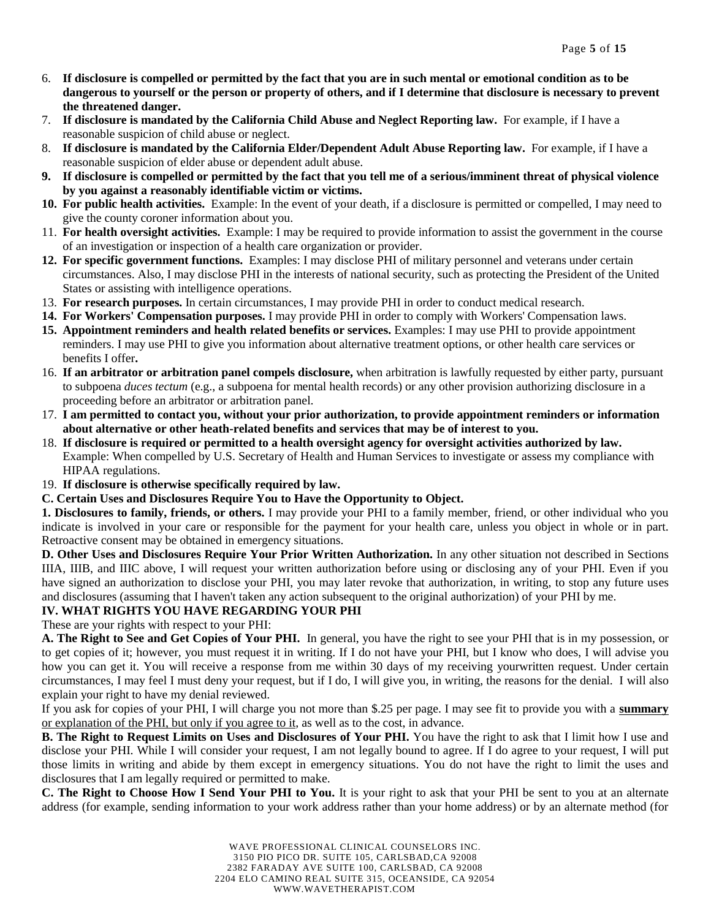6. **If disclosure is compelled or permitted by the fact that you are in such mental or emotional condition as to be dangerous to yourself or the person or property of others, and if I determine that disclosure is necessary to prevent the threatened danger.**
7. **If disclosure is mandated by the California Child Abuse and Neglect Reporting law.** For example, if I have a reasonable suspicion of child abuse or neglect.
8. **If disclosure is mandated by the California Elder/Dependent Adult Abuse Reporting law.** For example, if I have a reasonable suspicion of elder abuse or dependent adult abuse.
9. **If disclosure is compelled or permitted by the fact that you tell me of a serious/imminent threat of physical violence by you against a reasonably identifiable victim or victims.**
10. **For public health activities.** Example: In the event of your death, if a disclosure is permitted or compelled, I may need to give the county coroner information about you.
11. **For health oversight activities.** Example: I may be required to provide information to assist the government in the course of an investigation or inspection of a health care organization or provider.
12. **For specific government functions.** Examples: I may disclose PHI of military personnel and veterans under certain circumstances. Also, I may disclose PHI in the interests of national security, such as protecting the President of the United States or assisting with intelligence operations.
13. **For research purposes.** In certain circumstances, I may provide PHI in order to conduct medical research.
14. **For Workers' Compensation purposes.** I may provide PHI in order to comply with Workers' Compensation laws.
15. **Appointment reminders and health related benefits or services.** Examples: I may use PHI to provide appointment reminders. I may use PHI to give you information about alternative treatment options, or other health care services or benefits I offer**.**
16. **If an arbitrator or arbitration panel compels disclosure,** when arbitration is lawfully requested by either party, pursuant to subpoena *duces tectum* (e.g., a subpoena for mental health records) or any other provision authorizing disclosure in a proceeding before an arbitrator or arbitration panel.
17. **I am permitted to contact you, without your prior authorization, to provide appointment reminders or information about alternative or other heath-related benefits and services that may be of interest to you.**
18. **If disclosure is required or permitted to a health oversight agency for oversight activities authorized by law.** Example: When compelled by U.S. Secretary of Health and Human Services to investigate or assess my compliance with HIPAA regulations.
19. **If disclosure is otherwise specifically required by law.**

**C. Certain Uses and Disclosures Require You to Have the Opportunity to Object.**

**1. Disclosures to family, friends, or others.** I may provide your PHI to a family member, friend, or other individual who you indicate is involved in your care or responsible for the payment for your health care, unless you object in whole or in part. Retroactive consent may be obtained in emergency situations.

**D. Other Uses and Disclosures Require Your Prior Written Authorization.** In any other situation not described in Sections IIIA, IIIB, and IIIC above, I will request your written authorization before using or disclosing any of your PHI. Even if you have signed an authorization to disclose your PHI, you may later revoke that authorization, in writing, to stop any future uses and disclosures (assuming that I haven't taken any action subsequent to the original authorization) of your PHI by me.

## IV. WHAT RIGHTS YOU HAVE REGARDING YOUR PHI

These are your rights with respect to your PHI:

**A. The Right to See and Get Copies of Your PHI.** In general, you have the right to see your PHI that is in my possession, or to get copies of it; however, you must request it in writing. If I do not have your PHI, but I know who does, I will advise you how you can get it. You will receive a response from me within 30 days of my receiving yourwritten request. Under certain circumstances, I may feel I must deny your request, but if I do, I will give you, in writing, the reasons for the denial. I will also explain your right to have my denial reviewed.

If you ask for copies of your PHI, I will charge you not more than $.25 per page. I may see fit to provide you with a <u>**summary** or explanation of the PHI, but only if you agree to it</u>, as well as to the cost, in advance.

**B. The Right to Request Limits on Uses and Disclosures of Your PHI.** You have the right to ask that I limit how I use and disclose your PHI. While I will consider your request, I am not legally bound to agree. If I do agree to your request, I will put those limits in writing and abide by them except in emergency situations. You do not have the right to limit the uses and disclosures that I am legally required or permitted to make.

**C. The Right to Choose How I Send Your PHI to You.** It is your right to ask that your PHI be sent to you at an alternate address (for example, sending information to your work address rather than your home address) or by an alternate method (for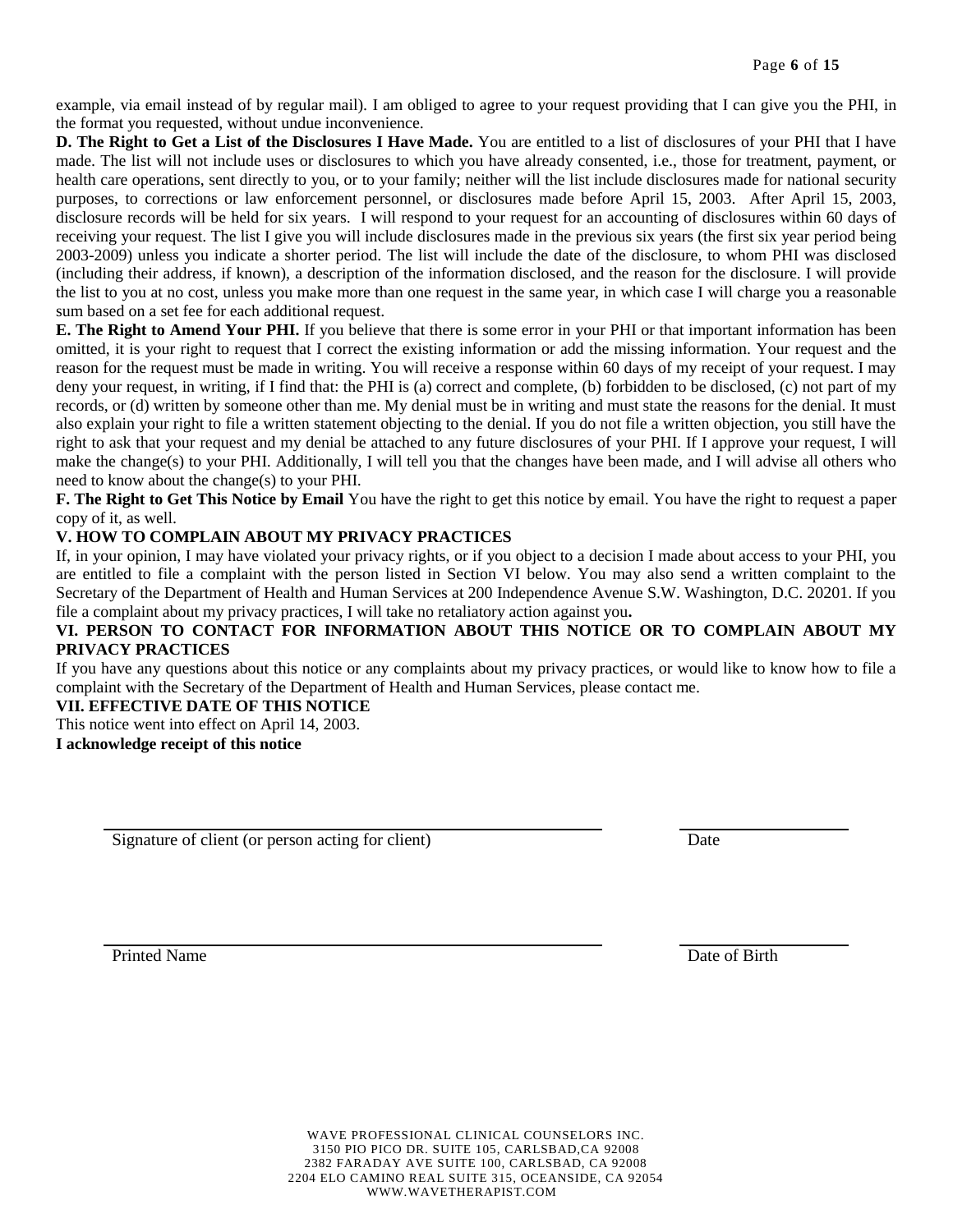example, via email instead of by regular mail). I am obliged to agree to your request providing that I can give you the PHI, in the format you requested, without undue inconvenience.

**D. The Right to Get a List of the Disclosures I Have Made.** You are entitled to a list of disclosures of your PHI that I have made. The list will not include uses or disclosures to which you have already consented, i.e., those for treatment, payment, or health care operations, sent directly to you, or to your family; neither will the list include disclosures made for national security purposes, to corrections or law enforcement personnel, or disclosures made before April 15, 2003. After April 15, 2003, disclosure records will be held for six years. I will respond to your request for an accounting of disclosures within 60 days of receiving your request. The list I give you will include disclosures made in the previous six years (the first six year period being 2003-2009) unless you indicate a shorter period. The list will include the date of the disclosure, to whom PHI was disclosed (including their address, if known), a description of the information disclosed, and the reason for the disclosure. I will provide the list to you at no cost, unless you make more than one request in the same year, in which case I will charge you a reasonable sum based on a set fee for each additional request.

**E. The Right to Amend Your PHI.** If you believe that there is some error in your PHI or that important information has been omitted, it is your right to request that I correct the existing information or add the missing information. Your request and the reason for the request must be made in writing. You will receive a response within 60 days of my receipt of your request. I may deny your request, in writing, if I find that: the PHI is (a) correct and complete, (b) forbidden to be disclosed, (c) not part of my records, or (d) written by someone other than me. My denial must be in writing and must state the reasons for the denial. It must also explain your right to file a written statement objecting to the denial. If you do not file a written objection, you still have the right to ask that your request and my denial be attached to any future disclosures of your PHI. If I approve your request, I will make the change(s) to your PHI. Additionally, I will tell you that the changes have been made, and I will advise all others who need to know about the change(s) to your PHI.

**F. The Right to Get This Notice by Email** You have the right to get this notice by email. You have the right to request a paper copy of it, as well.

**V. HOW TO COMPLAIN ABOUT MY PRIVACY PRACTICES**

If, in your opinion, I may have violated your privacy rights, or if you object to a decision I made about access to your PHI, you are entitled to file a complaint with the person listed in Section VI below. You may also send a written complaint to the Secretary of the Department of Health and Human Services at 200 Independence Avenue S.W. Washington, D.C. 20201. If you file a complaint about my privacy practices, I will take no retaliatory action against you**.**

**VI. PERSON TO CONTACT FOR INFORMATION ABOUT THIS NOTICE OR TO COMPLAIN ABOUT MY PRIVACY PRACTICES**

If you have any questions about this notice or any complaints about my privacy practices, or would like to know how to file a complaint with the Secretary of the Department of Health and Human Services, please contact me.

**VII. EFFECTIVE DATE OF THIS NOTICE**

This notice went into effect on April 14, 2003.

**I acknowledge receipt of this notice**

\_\_\_\_\_\_\_\_\_\_\_\_\_\_\_\_\_\_\_\_\_\_\_\_\_\_\_\_\_\_\_\_\_\_\_\_\_\_\_\_ \_\_\_\_\_\_\_\_\_\_\_\_\_\_\_\_

Signature of client (or person acting for client) Date

\_\_\_\_\_\_\_\_\_\_\_\_\_\_\_\_\_\_\_\_\_\_\_\_\_\_\_\_\_\_\_\_\_\_\_\_\_\_\_\_ \_\_\_\_\_\_\_\_\_\_\_\_\_\_\_\_

Printed Name Date of Birth

WAVE PROFESSIONAL CLINICAL COUNSELORS INC.
3150 PIO PICO DR. SUITE 105, CARLSBAD,CA 92008
2382 FARADAY AVE SUITE 100, CARLSBAD, CA 92008
2204 ELO CAMINO REAL SUITE 315, OCEANSIDE, CA 92054
WWW.WAVETHERAPIST.COM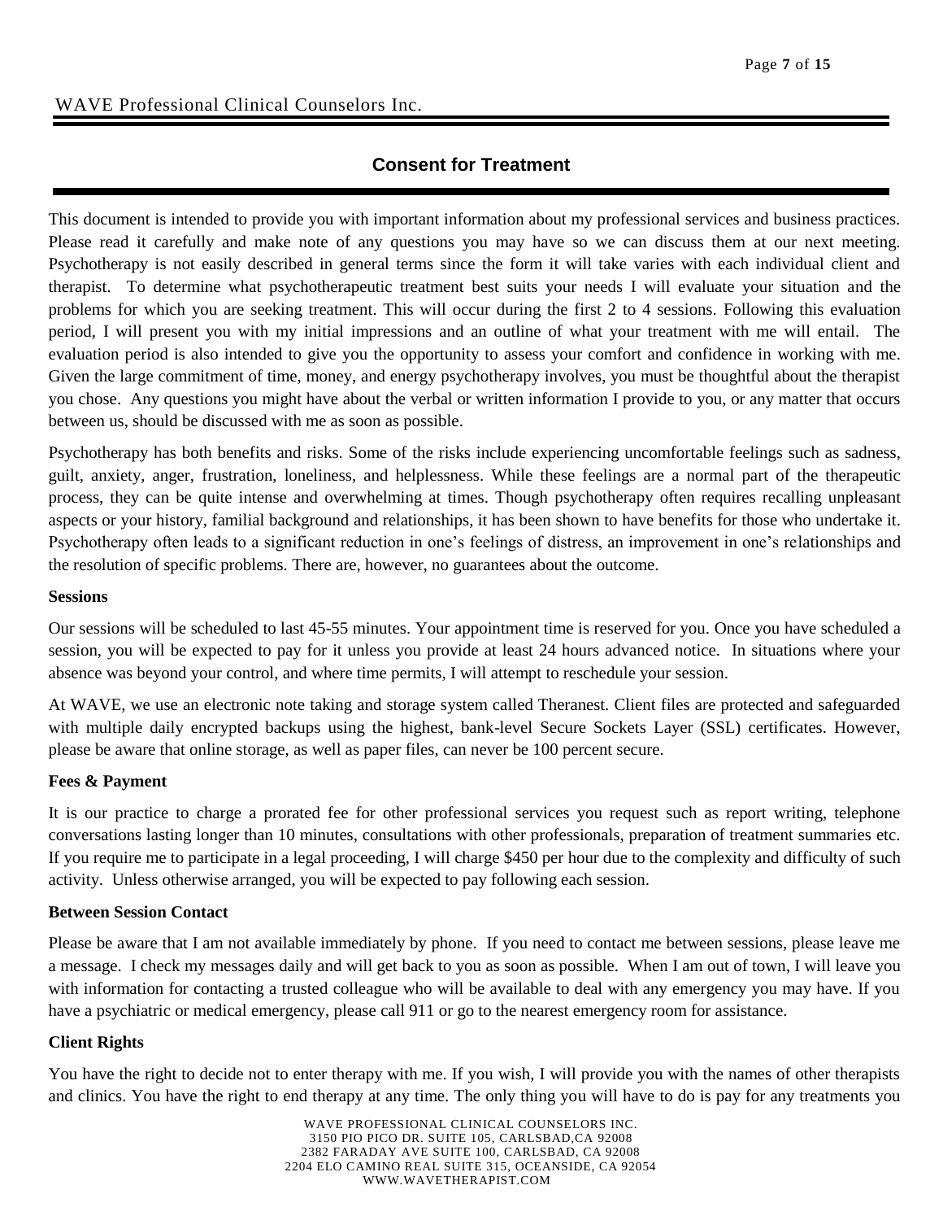## Consent for Treatment

This document is intended to provide you with important information about my professional services and business practices. Please read it carefully and make note of any questions you may have so we can discuss them at our next meeting. Psychotherapy is not easily described in general terms since the form it will take varies with each individual client and therapist. To determine what psychotherapeutic treatment best suits your needs I will evaluate your situation and the problems for which you are seeking treatment. This will occur during the first 2 to 4 sessions. Following this evaluation period, I will present you with my initial impressions and an outline of what your treatment with me will entail. The evaluation period is also intended to give you the opportunity to assess your comfort and confidence in working with me. Given the large commitment of time, money, and energy psychotherapy involves, you must be thoughtful about the therapist you chose. Any questions you might have about the verbal or written information I provide to you, or any matter that occurs between us, should be discussed with me as soon as possible.

Psychotherapy has both benefits and risks. Some of the risks include experiencing uncomfortable feelings such as sadness, guilt, anxiety, anger, frustration, loneliness, and helplessness. While these feelings are a normal part of the therapeutic process, they can be quite intense and overwhelming at times. Though psychotherapy often requires recalling unpleasant aspects or your history, familial background and relationships, it has been shown to have benefits for those who undertake it. Psychotherapy often leads to a significant reduction in one's feelings of distress, an improvement in one's relationships and the resolution of specific problems. There are, however, no guarantees about the outcome.

**Sessions**

Our sessions will be scheduled to last 45-55 minutes. Your appointment time is reserved for you. Once you have scheduled a session, you will be expected to pay for it unless you provide at least 24 hours advanced notice. In situations where your absence was beyond your control, and where time permits, I will attempt to reschedule your session.

At WAVE, we use an electronic note taking and storage system called Theranest. Client files are protected and safeguarded with multiple daily encrypted backups using the highest, bank-level Secure Sockets Layer (SSL) certificates. However, please be aware that online storage, as well as paper files, can never be 100 percent secure.

**Fees & Payment**

It is our practice to charge a prorated fee for other professional services you request such as report writing, telephone conversations lasting longer than 10 minutes, consultations with other professionals, preparation of treatment summaries etc. If you require me to participate in a legal proceeding, I will charge $450 per hour due to the complexity and difficulty of such activity. Unless otherwise arranged, you will be expected to pay following each session.

**Between Session Contact**

Please be aware that I am not available immediately by phone. If you need to contact me between sessions, please leave me a message. I check my messages daily and will get back to you as soon as possible. When I am out of town, I will leave you with information for contacting a trusted colleague who will be available to deal with any emergency you may have. If you have a psychiatric or medical emergency, please call 911 or go to the nearest emergency room for assistance.

**Client Rights**

You have the right to decide not to enter therapy with me. If you wish, I will provide you with the names of other therapists and clinics. You have the right to end therapy at any time. The only thing you will have to do is pay for any treatments you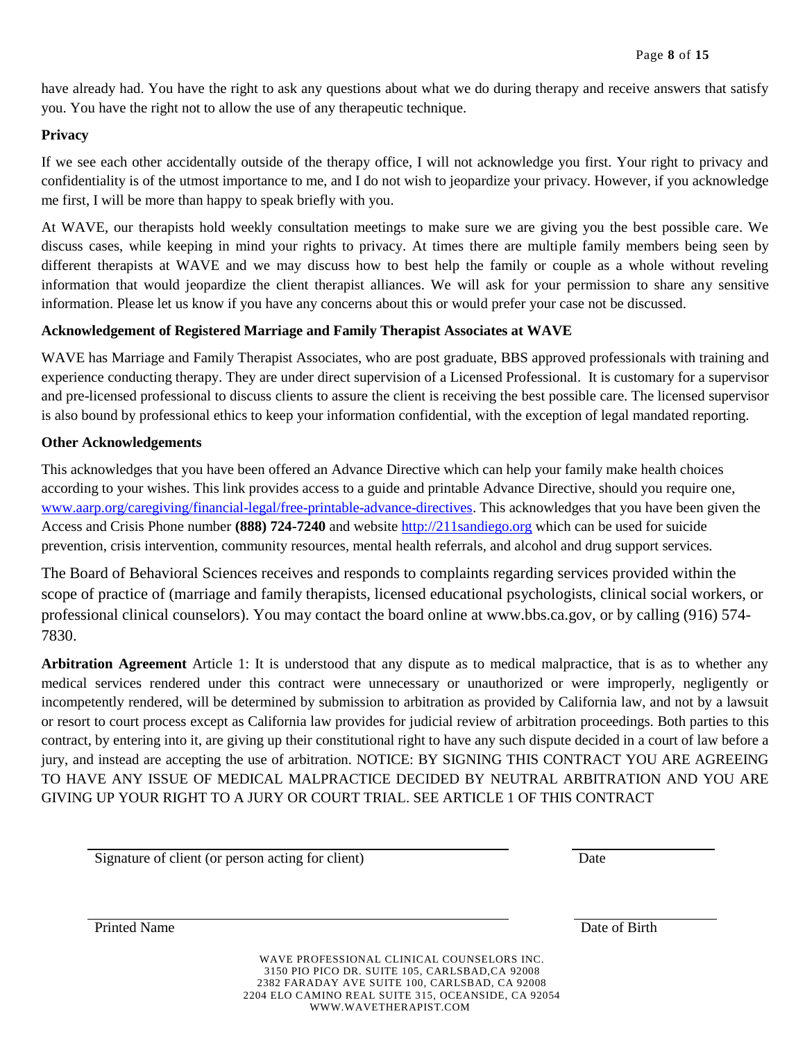have already had. You have the right to ask any questions about what we do during therapy and receive answers that satisfy you. You have the right not to allow the use of any therapeutic technique.

**Privacy**

If we see each other accidentally outside of the therapy office, I will not acknowledge you first. Your right to privacy and confidentiality is of the utmost importance to me, and I do not wish to jeopardize your privacy. However, if you acknowledge me first, I will be more than happy to speak briefly with you.

At WAVE, our therapists hold weekly consultation meetings to make sure we are giving you the best possible care. We discuss cases, while keeping in mind your rights to privacy. At times there are multiple family members being seen by different therapists at WAVE and we may discuss how to best help the family or couple as a whole without reveling information that would jeopardize the client therapist alliances. We will ask for your permission to share any sensitive information. Please let us know if you have any concerns about this or would prefer your case not be discussed.

**Acknowledgement of Registered Marriage and Family Therapist Associates at WAVE**

WAVE has Marriage and Family Therapist Associates, who are post graduate, BBS approved professionals with training and experience conducting therapy. They are under direct supervision of a Licensed Professional. It is customary for a supervisor and pre-licensed professional to discuss clients to assure the client is receiving the best possible care. The licensed supervisor is also bound by professional ethics to keep your information confidential, with the exception of legal mandated reporting.

**Other Acknowledgements**

This acknowledges that you have been offered an Advance Directive which can help your family make health choices according to your wishes. This link provides access to a guide and printable Advance Directive, should you require one, www.aarp.org/caregiving/financial-legal/free-printable-advance-directives. This acknowledges that you have been given the Access and Crisis Phone number **(888) 724-7240** and website http://211sandiego.org which can be used for suicide prevention, crisis intervention, community resources, mental health referrals, and alcohol and drug support services.

The Board of Behavioral Sciences receives and responds to complaints regarding services provided within the scope of practice of (marriage and family therapists, licensed educational psychologists, clinical social workers, or professional clinical counselors). You may contact the board online at www.bbs.ca.gov, or by calling (916) 574-7830.

**Arbitration Agreement** Article 1: It is understood that any dispute as to medical malpractice, that is as to whether any medical services rendered under this contract were unnecessary or unauthorized or were improperly, negligently or incompetently rendered, will be determined by submission to arbitration as provided by California law, and not by a lawsuit or resort to court process except as California law provides for judicial review of arbitration proceedings. Both parties to this contract, by entering into it, are giving up their constitutional right to have any such dispute decided in a court of law before a jury, and instead are accepting the use of arbitration. NOTICE: BY SIGNING THIS CONTRACT YOU ARE AGREEING TO HAVE ANY ISSUE OF MEDICAL MALPRACTICE DECIDED BY NEUTRAL ARBITRATION AND YOU ARE GIVING UP YOUR RIGHT TO A JURY OR COURT TRIAL. SEE ARTICLE 1 OF THIS CONTRACT

Signature of client (or person acting for client) ______________________ Date __________

Printed Name ______________________ Date of Birth __________

WAVE PROFESSIONAL CLINICAL COUNSELORS INC.
3150 PIO PICO DR. SUITE 105, CARLSBAD,CA 92008
2382 FARADAY AVE SUITE 100, CARLSBAD, CA 92008
2204 ELO CAMINO REAL SUITE 315, OCEANSIDE, CA 92054
WWW.WAVETHERAPIST.COM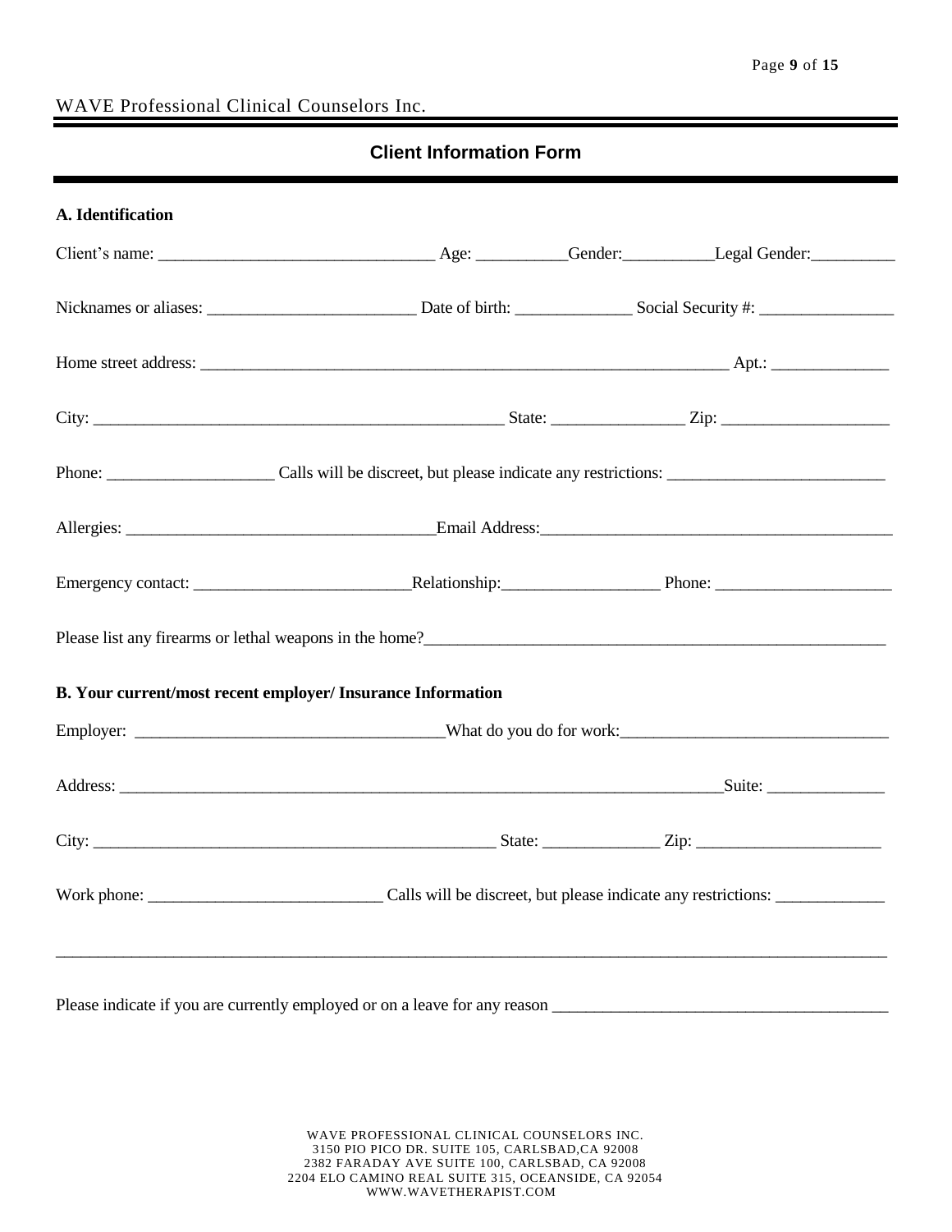## Client Information Form

### A. Identification

Client's name: ________________________________ Age: __________Gender:__________Legal Gender:__________

Nicknames or aliases: ________________________ Date of birth: _____________ Social Security #: ________________

Home street address: ______________________________________________________________ Apt.: _____________

City: ________________________________________________ State: _______________ Zip: ___________________

Phone: ___________________ Calls will be discreet, but please indicate any restrictions: _________________________

Allergies: ___________________________________Email Address:_________________________________________

Emergency contact: _________________________Relationship:__________________ Phone: ____________________

Please list any firearms or lethal weapons in the home?________________________________________________________

### B. Your current/most recent employer/ Insurance Information

Employer: ____________________________________What do you do for work:_______________________________

Address: ___________________________________________________________________________Suite: _____________

City: _______________________________________________ State: _____________ Zip: _____________________

Work phone: ___________________________ Calls will be discreet, but please indicate any restrictions: _____________

______________________________________________________________________________________________________

Please indicate if you are currently employed or on a leave for any reason ________________________________________

WAVE PROFESSIONAL CLINICAL COUNSELORS INC.
3150 PIO PICO DR. SUITE 105, CARLSBAD,CA 92008
2382 FARADAY AVE SUITE 100, CARLSBAD, CA 92008
2204 ELO CAMINO REAL SUITE 315, OCEANSIDE, CA 92054
WWW.WAVETHERAPIST.COM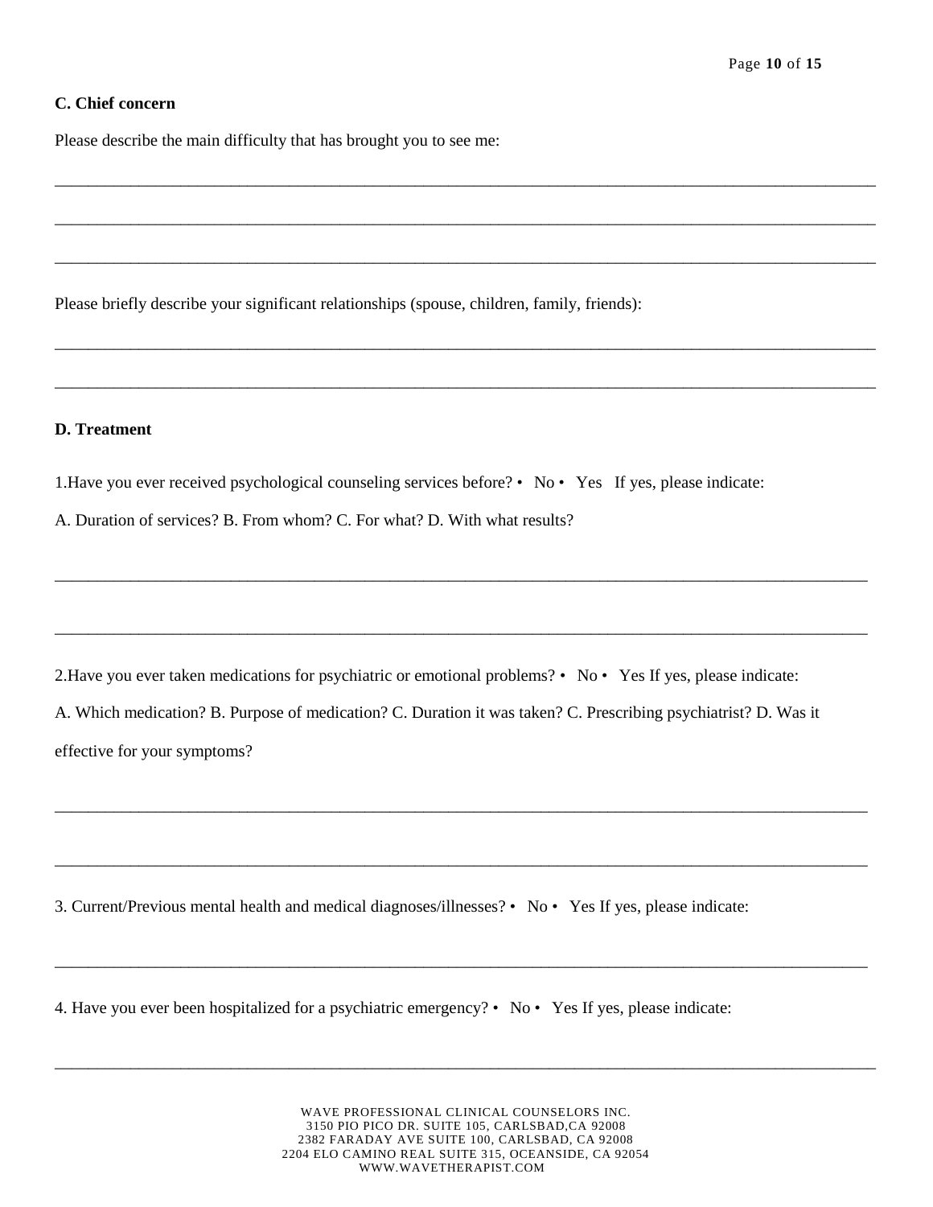**C. Chief concern**

Please describe the main difficulty that has brought you to see me:

______________________________________________________________________________________________

______________________________________________________________________________________________

______________________________________________________________________________________________

Please briefly describe your significant relationships (spouse, children, family, friends):

______________________________________________________________________________________________

______________________________________________________________________________________________

**D. Treatment**

1.Have you ever received psychological counseling services before? • No • Yes If yes, please indicate:

A. Duration of services? B. From whom? C. For what? D. With what results?

______________________________________________________________________________________________

______________________________________________________________________________________________

2.Have you ever taken medications for psychiatric or emotional problems? • No • Yes If yes, please indicate:

A. Which medication? B. Purpose of medication? C. Duration it was taken? C. Prescribing psychiatrist? D. Was it effective for your symptoms?

______________________________________________________________________________________________

______________________________________________________________________________________________

3. Current/Previous mental health and medical diagnoses/illnesses? • No • Yes If yes, please indicate:

______________________________________________________________________________________________

4. Have you ever been hospitalized for a psychiatric emergency? • No • Yes If yes, please indicate:

______________________________________________________________________________________________

WAVE PROFESSIONAL CLINICAL COUNSELORS INC.
3150 PIO PICO DR. SUITE 105, CARLSBAD,CA 92008
2382 FARADAY AVE SUITE 100, CARLSBAD, CA 92008
2204 ELO CAMINO REAL SUITE 315, OCEANSIDE, CA 92054
WWW.WAVETHERAPIST.COM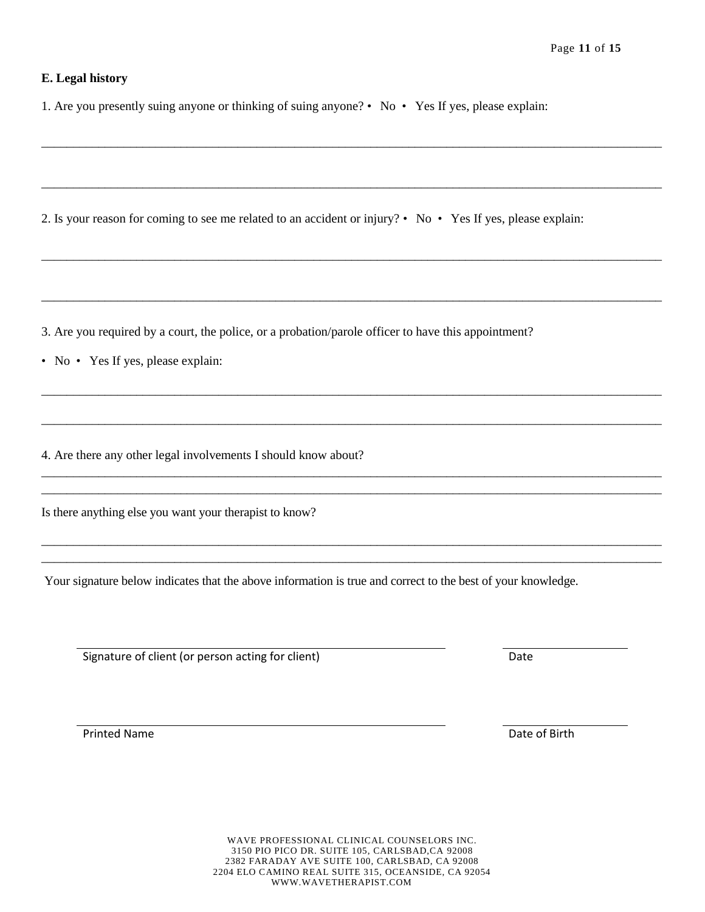**E. Legal history**

1. Are you presently suing anyone or thinking of suing anyone? • No • Yes If yes, please explain:

________________________________________________________________________________________________

________________________________________________________________________________________________

2. Is your reason for coming to see me related to an accident or injury? • No • Yes If yes, please explain:

________________________________________________________________________________________________

________________________________________________________________________________________________

3. Are you required by a court, the police, or a probation/parole officer to have this appointment?

• No • Yes If yes, please explain:

________________________________________________________________________________________________

________________________________________________________________________________________________

4. Are there any other legal involvements I should know about?

________________________________________________________________________________________________

________________________________________________________________________________________________

Is there anything else you want your therapist to know?

________________________________________________________________________________________________

________________________________________________________________________________________________

Your signature below indicates that the above information is true and correct to the best of your knowledge.

______________________________________________________ ____________________

Signature of client (or person acting for client) Date

______________________________________________________ ____________________

Printed Name Date of Birth

WAVE PROFESSIONAL CLINICAL COUNSELORS INC.
3150 PIO PICO DR. SUITE 105, CARLSBAD,CA 92008
2382 FARADAY AVE SUITE 100, CARLSBAD, CA 92008
2204 ELO CAMINO REAL SUITE 315, OCEANSIDE, CA 92054
WWW.WAVETHERAPIST.COM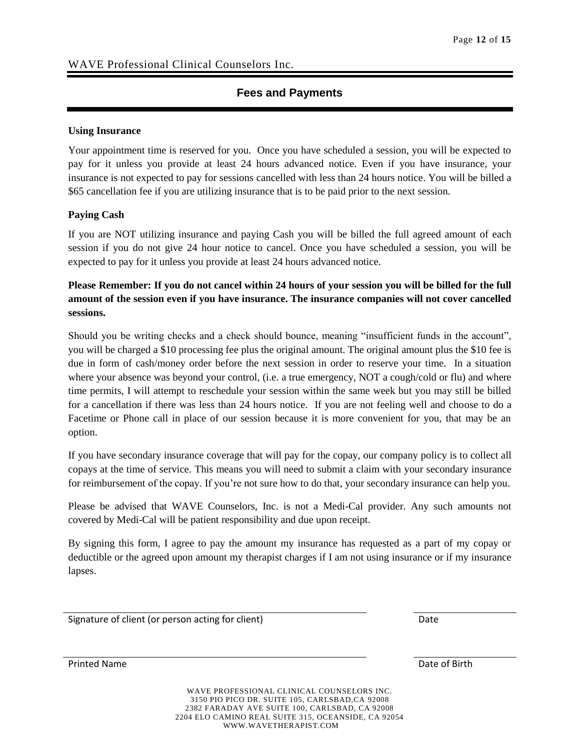WAVE Professional Clinical Counselors Inc.

## Fees and Payments

**Using Insurance**

Your appointment time is reserved for you. Once you have scheduled a session, you will be expected to pay for it unless you provide at least 24 hours advanced notice. Even if you have insurance, your insurance is not expected to pay for sessions cancelled with less than 24 hours notice. You will be billed a $65 cancellation fee if you are utilizing insurance that is to be paid prior to the next session.

**Paying Cash**

If you are NOT utilizing insurance and paying Cash you will be billed the full agreed amount of each session if you do not give 24 hour notice to cancel. Once you have scheduled a session, you will be expected to pay for it unless you provide at least 24 hours advanced notice.

**Please Remember: If you do not cancel within 24 hours of your session you will be billed for the full amount of the session even if you have insurance. The insurance companies will not cover cancelled sessions.**

Should you be writing checks and a check should bounce, meaning "insufficient funds in the account", you will be charged a $10 processing fee plus the original amount. The original amount plus the $10 fee is due in form of cash/money order before the next session in order to reserve your time. In a situation where your absence was beyond your control, (i.e. a true emergency, NOT a cough/cold or flu) and where time permits, I will attempt to reschedule your session within the same week but you may still be billed for a cancellation if there was less than 24 hours notice. If you are not feeling well and choose to do a Facetime or Phone call in place of our session because it is more convenient for you, that may be an option.

If you have secondary insurance coverage that will pay for the copay, our company policy is to collect all copays at the time of service. This means you will need to submit a claim with your secondary insurance for reimbursement of the copay. If you're not sure how to do that, your secondary insurance can help you.

Please be advised that WAVE Counselors, Inc. is not a Medi-Cal provider. Any such amounts not covered by Medi-Cal will be patient responsibility and due upon receipt.

By signing this form, I agree to pay the amount my insurance has requested as a part of my copay or deductible or the agreed upon amount my therapist charges if I am not using insurance or if my insurance lapses.

Signature of client (or person acting for client) _______________ Date _______________

Printed Name _______________ Date of Birth _______________

WAVE PROFESSIONAL CLINICAL COUNSELORS INC.
3150 PIO PICO DR. SUITE 105, CARLSBAD,CA 92008
2382 FARADAY AVE SUITE 100, CARLSBAD, CA 92008
2204 ELO CAMINO REAL SUITE 315, OCEANSIDE, CA 92054
WWW.WAVETHERAPIST.COM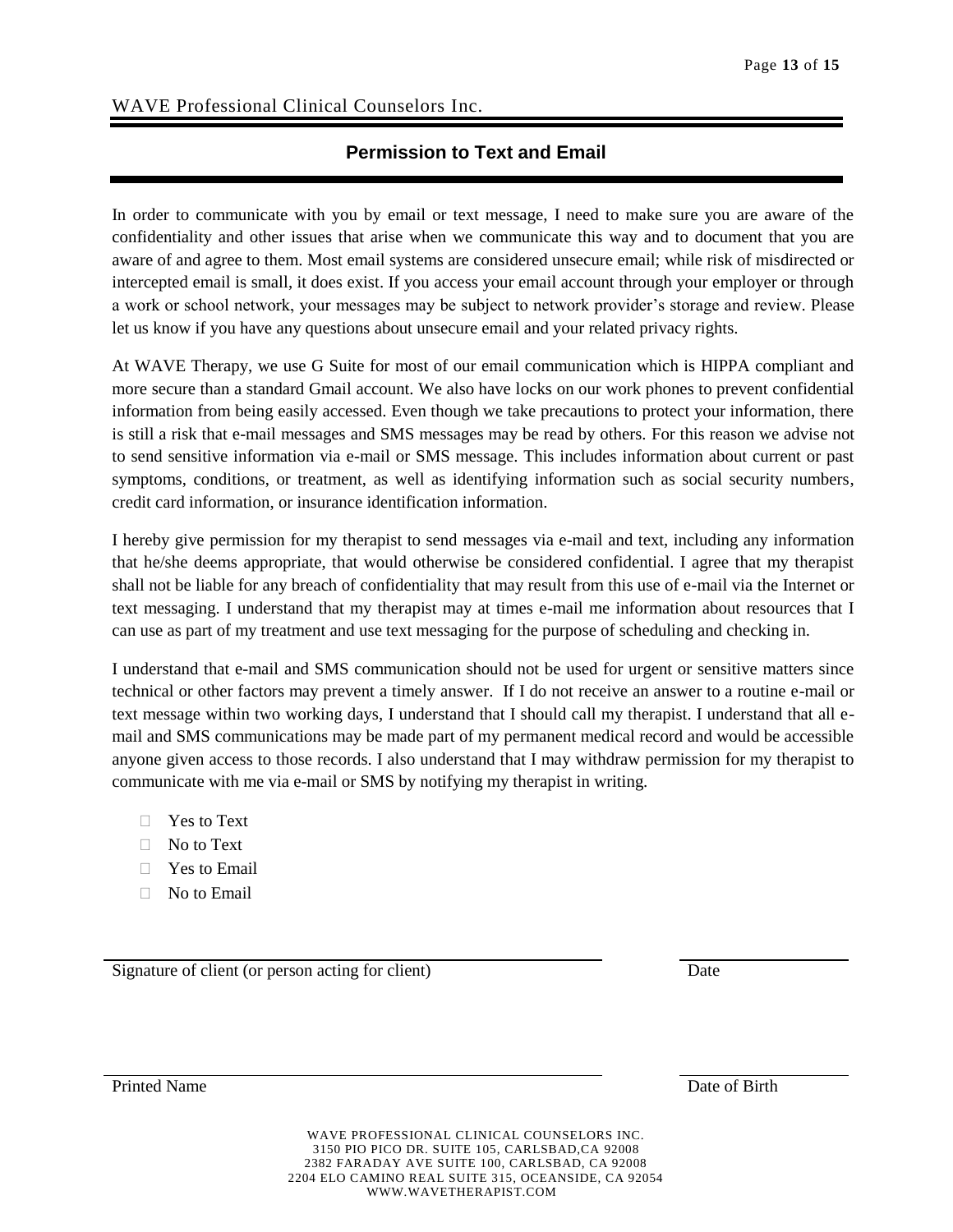## Permission to Text and Email

In order to communicate with you by email or text message, I need to make sure you are aware of the confidentiality and other issues that arise when we communicate this way and to document that you are aware of and agree to them. Most email systems are considered unsecure email; while risk of misdirected or intercepted email is small, it does exist. If you access your email account through your employer or through a work or school network, your messages may be subject to network provider's storage and review. Please let us know if you have any questions about unsecure email and your related privacy rights.

At WAVE Therapy, we use G Suite for most of our email communication which is HIPPA compliant and more secure than a standard Gmail account. We also have locks on our work phones to prevent confidential information from being easily accessed. Even though we take precautions to protect your information, there is still a risk that e-mail messages and SMS messages may be read by others. For this reason we advise not to send sensitive information via e-mail or SMS message. This includes information about current or past symptoms, conditions, or treatment, as well as identifying information such as social security numbers, credit card information, or insurance identification information.

I hereby give permission for my therapist to send messages via e-mail and text, including any information that he/she deems appropriate, that would otherwise be considered confidential. I agree that my therapist shall not be liable for any breach of confidentiality that may result from this use of e-mail via the Internet or text messaging. I understand that my therapist may at times e-mail me information about resources that I can use as part of my treatment and use text messaging for the purpose of scheduling and checking in.

I understand that e-mail and SMS communication should not be used for urgent or sensitive matters since technical or other factors may prevent a timely answer. If I do not receive an answer to a routine e-mail or text message within two working days, I understand that I should call my therapist. I understand that all e-mail and SMS communications may be made part of my permanent medical record and would be accessible anyone given access to those records. I also understand that I may withdraw permission for my therapist to communicate with me via e-mail or SMS by notifying my therapist in writing.

- ☐ Yes to Text
- ☐ No to Text
- ☐ Yes to Email
- ☐ No to Email

______________________________ ______________

Signature of client (or person acting for client) Date

______________________________ ______________

Printed Name Date of Birth

WAVE PROFESSIONAL CLINICAL COUNSELORS INC.
3150 PIO PICO DR. SUITE 105, CARLSBAD,CA 92008
2382 FARADAY AVE SUITE 100, CARLSBAD, CA 92008
2204 ELO CAMINO REAL SUITE 315, OCEANSIDE, CA 92054
WWW.WAVETHERAPIST.COM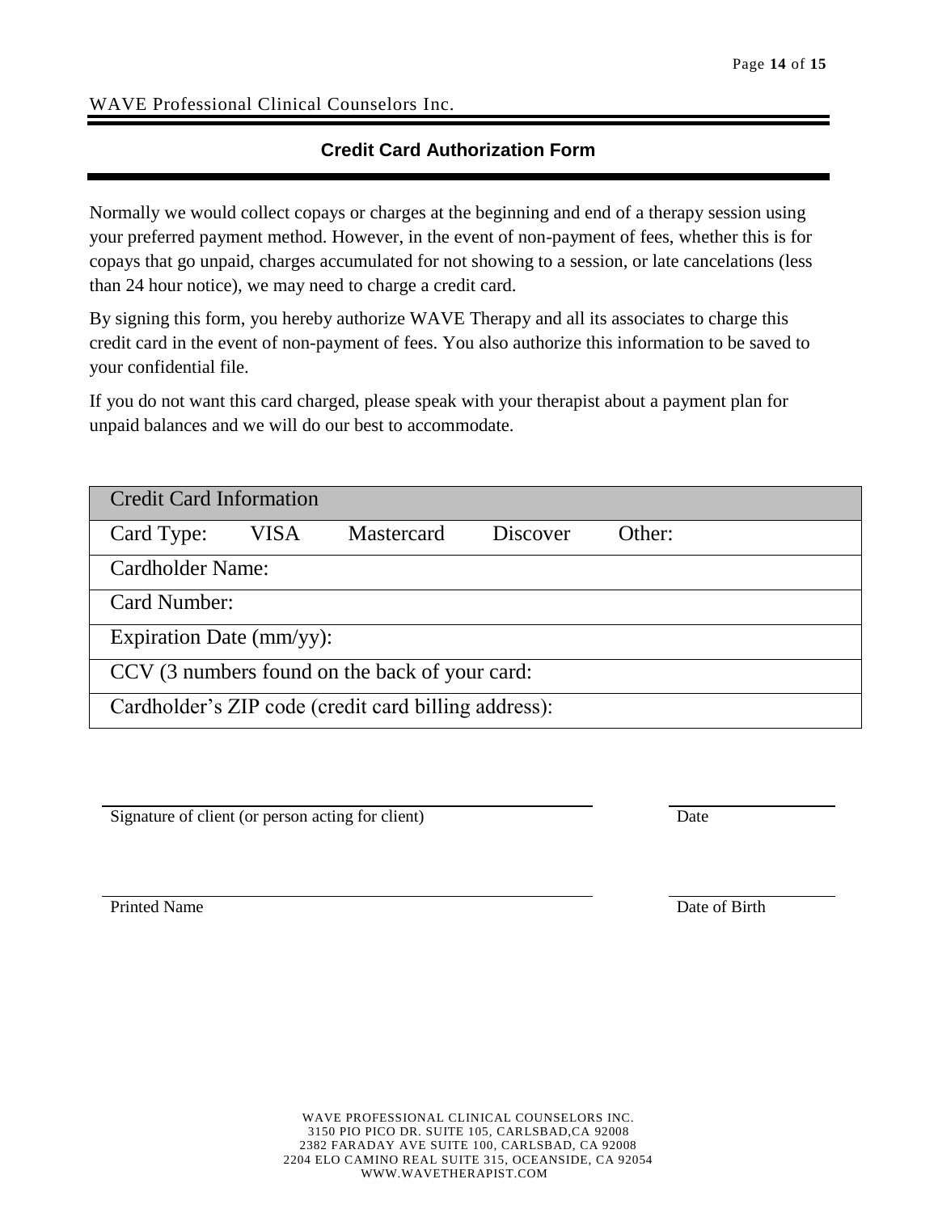## Credit Card Authorization Form

Normally we would collect copays or charges at the beginning and end of a therapy session using your preferred payment method. However, in the event of non-payment of fees, whether this is for copays that go unpaid, charges accumulated for not showing to a session, or late cancelations (less than 24 hour notice), we may need to charge a credit card.

By signing this form, you hereby authorize WAVE Therapy and all its associates to charge this credit card in the event of non-payment of fees. You also authorize this information to be saved to your confidential file.

If you do not want this card charged, please speak with your therapist about a payment plan for unpaid balances and we will do our best to accommodate.

| Credit Card Information |
|---|
| Card Type: VISA Mastercard Discover Other: |
| Cardholder Name: |
| Card Number: |
| Expiration Date (mm/yy): |
| CCV (3 numbers found on the back of your card: |
| Cardholder's ZIP code (credit card billing address): |

\_\_\_\_\_\_\_\_\_\_\_\_\_\_\_\_\_\_\_\_\_\_\_\_\_\_\_\_\_\_\_\_\_\_\_\_\_\_\_\_ \_\_\_\_\_\_\_\_\_\_\_\_\_\_
Signature of client (or person acting for client) Date

\_\_\_\_\_\_\_\_\_\_\_\_\_\_\_\_\_\_\_\_\_\_\_\_\_\_\_\_\_\_\_\_\_\_\_\_\_\_\_\_ \_\_\_\_\_\_\_\_\_\_\_\_\_\_
Printed Name Date of Birth

WAVE PROFESSIONAL CLINICAL COUNSELORS INC.
3150 PIO PICO DR. SUITE 105, CARLSBAD,CA 92008
2382 FARADAY AVE SUITE 100, CARLSBAD, CA 92008
2204 ELO CAMINO REAL SUITE 315, OCEANSIDE, CA 92054
WWW.WAVETHERAPIST.COM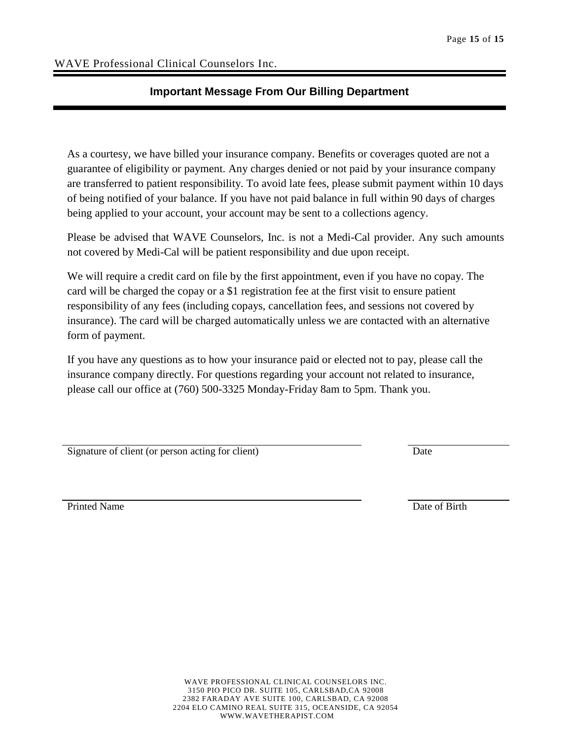## Important Message From Our Billing Department

As a courtesy, we have billed your insurance company. Benefits or coverages quoted are not a guarantee of eligibility or payment. Any charges denied or not paid by your insurance company are transferred to patient responsibility. To avoid late fees, please submit payment within 10 days of being notified of your balance. If you have not paid balance in full within 90 days of charges being applied to your account, your account may be sent to a collections agency.

Please be advised that WAVE Counselors, Inc. is not a Medi-Cal provider. Any such amounts not covered by Medi-Cal will be patient responsibility and due upon receipt.

We will require a credit card on file by the first appointment, even if you have no copay. The card will be charged the copay or a $1 registration fee at the first visit to ensure patient responsibility of any fees (including copays, cancellation fees, and sessions not covered by insurance). The card will be charged automatically unless we are contacted with an alternative form of payment.

If you have any questions as to how your insurance paid or elected not to pay, please call the insurance company directly. For questions regarding your account not related to insurance, please call our office at (760) 500-3325 Monday-Friday 8am to 5pm. Thank you.

Signature of client (or person acting for client) \_\_\_\_\_\_\_\_\_\_\_\_\_\_\_\_\_\_\_\_ Date \_\_\_\_\_\_\_\_\_\_

Printed Name \_\_\_\_\_\_\_\_\_\_\_\_\_\_\_\_\_\_\_\_ Date of Birth \_\_\_\_\_\_\_\_\_\_

WAVE PROFESSIONAL CLINICAL COUNSELORS INC.
3150 PIO PICO DR. SUITE 105, CARLSBAD,CA 92008
2382 FARADAY AVE SUITE 100, CARLSBAD, CA 92008
2204 ELO CAMINO REAL SUITE 315, OCEANSIDE, CA 92054
WWW.WAVETHERAPIST.COM